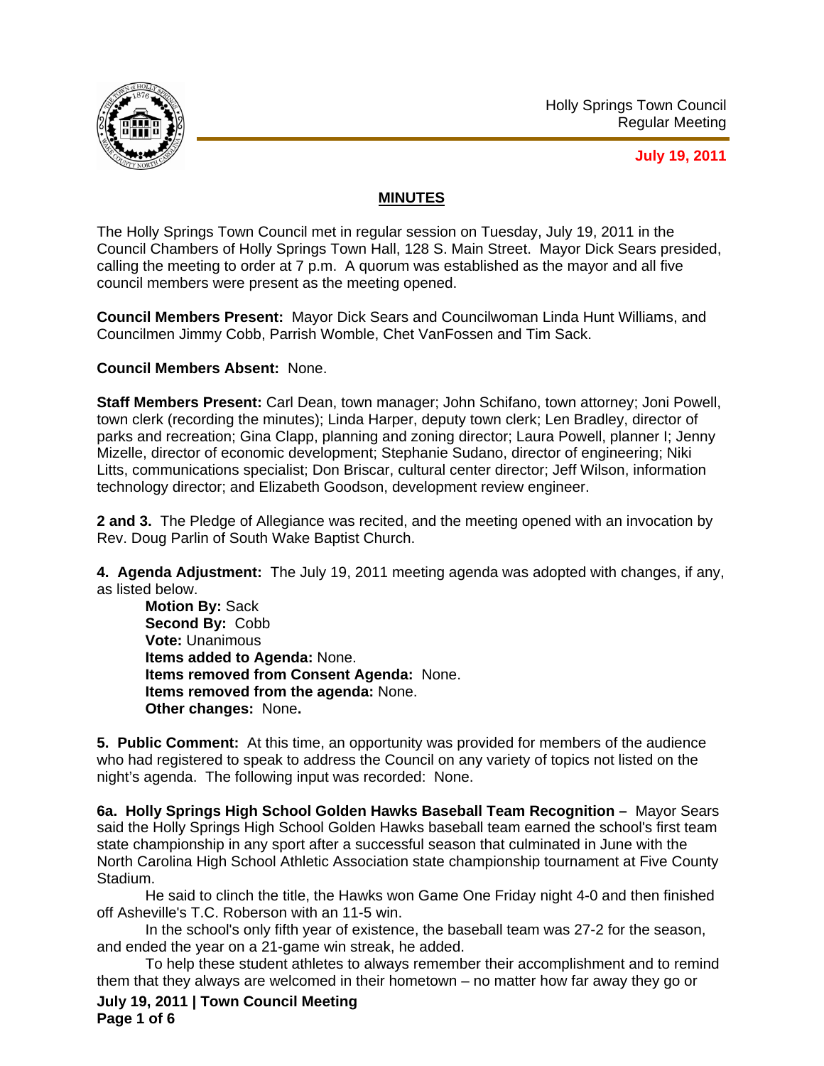Holly Springs Town Council
Regular Meeting

**July 19, 2011**

## MINUTES

The Holly Springs Town Council met in regular session on Tuesday, July 19, 2011 in the Council Chambers of Holly Springs Town Hall, 128 S. Main Street. Mayor Dick Sears presided, calling the meeting to order at 7 p.m. A quorum was established as the mayor and all five council members were present as the meeting opened.

**Council Members Present:** Mayor Dick Sears and Councilwoman Linda Hunt Williams, and Councilmen Jimmy Cobb, Parrish Womble, Chet VanFossen and Tim Sack.

**Council Members Absent:** None.

**Staff Members Present:** Carl Dean, town manager; John Schifano, town attorney; Joni Powell, town clerk (recording the minutes); Linda Harper, deputy town clerk; Len Bradley, director of parks and recreation; Gina Clapp, planning and zoning director; Laura Powell, planner I; Jenny Mizelle, director of economic development; Stephanie Sudano, director of engineering; Niki Litts, communications specialist; Don Briscar, cultural center director; Jeff Wilson, information technology director; and Elizabeth Goodson, development review engineer.

**2 and 3.** The Pledge of Allegiance was recited, and the meeting opened with an invocation by Rev. Doug Parlin of South Wake Baptist Church.

**4. Agenda Adjustment:** The July 19, 2011 meeting agenda was adopted with changes, if any, as listed below.

> **Motion By:** Sack
> **Second By:** Cobb
> **Vote:** Unanimous
> **Items added to Agenda:** None.
> **Items removed from Consent Agenda:** None.
> **Items removed from the agenda:** None.
> **Other changes:** None**.**

**5. Public Comment:** At this time, an opportunity was provided for members of the audience who had registered to speak to address the Council on any variety of topics not listed on the night's agenda. The following input was recorded: None.

**6a. Holly Springs High School Golden Hawks Baseball Team Recognition –** Mayor Sears said the Holly Springs High School Golden Hawks baseball team earned the school's first team state championship in any sport after a successful season that culminated in June with the North Carolina High School Athletic Association state championship tournament at Five County Stadium.

He said to clinch the title, the Hawks won Game One Friday night 4-0 and then finished off Asheville's T.C. Roberson with an 11-5 win.

In the school's only fifth year of existence, the baseball team was 27-2 for the season, and ended the year on a 21-game win streak, he added.

To help these student athletes to always remember their accomplishment and to remind them that they always are welcomed in their hometown – no matter how far away they go or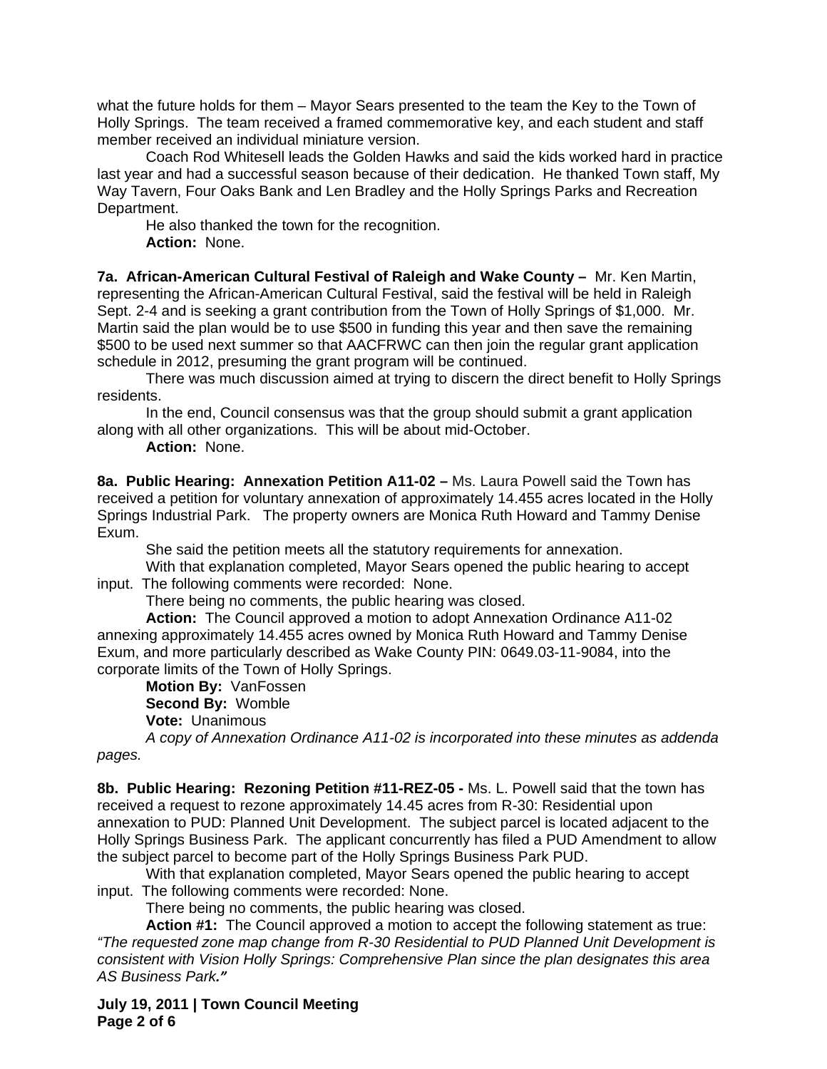what the future holds for them – Mayor Sears presented to the team the Key to the Town of Holly Springs. The team received a framed commemorative key, and each student and staff member received an individual miniature version.

Coach Rod Whitesell leads the Golden Hawks and said the kids worked hard in practice last year and had a successful season because of their dedication. He thanked Town staff, My Way Tavern, Four Oaks Bank and Len Bradley and the Holly Springs Parks and Recreation Department.

He also thanked the town for the recognition.

**Action:** None.

**7a. African-American Cultural Festival of Raleigh and Wake County –** Mr. Ken Martin, representing the African-American Cultural Festival, said the festival will be held in Raleigh Sept. 2-4 and is seeking a grant contribution from the Town of Holly Springs of $1,000. Mr. Martin said the plan would be to use $500 in funding this year and then save the remaining $500 to be used next summer so that AACFRWC can then join the regular grant application schedule in 2012, presuming the grant program will be continued.

There was much discussion aimed at trying to discern the direct benefit to Holly Springs residents.

In the end, Council consensus was that the group should submit a grant application along with all other organizations. This will be about mid-October.

**Action:** None.

**8a. Public Hearing: Annexation Petition A11-02 –** Ms. Laura Powell said the Town has received a petition for voluntary annexation of approximately 14.455 acres located in the Holly Springs Industrial Park. The property owners are Monica Ruth Howard and Tammy Denise Exum.

She said the petition meets all the statutory requirements for annexation.

With that explanation completed, Mayor Sears opened the public hearing to accept input. The following comments were recorded: None.

There being no comments, the public hearing was closed.

**Action:** The Council approved a motion to adopt Annexation Ordinance A11-02 annexing approximately 14.455 acres owned by Monica Ruth Howard and Tammy Denise Exum, and more particularly described as Wake County PIN: 0649.03-11-9084, into the corporate limits of the Town of Holly Springs.

**Motion By:** VanFossen

**Second By:** Womble

**Vote:** Unanimous

*A copy of Annexation Ordinance A11-02 is incorporated into these minutes as addenda pages.*

**8b. Public Hearing: Rezoning Petition #11-REZ-05 -** Ms. L. Powell said that the town has received a request to rezone approximately 14.45 acres from R-30: Residential upon annexation to PUD: Planned Unit Development. The subject parcel is located adjacent to the Holly Springs Business Park. The applicant concurrently has filed a PUD Amendment to allow the subject parcel to become part of the Holly Springs Business Park PUD.

With that explanation completed, Mayor Sears opened the public hearing to accept input. The following comments were recorded: None.

There being no comments, the public hearing was closed.

**Action #1:** The Council approved a motion to accept the following statement as true: *"The requested zone map change from R-30 Residential to PUD Planned Unit Development is consistent with Vision Holly Springs: Comprehensive Plan since the plan designates this area AS Business Park."*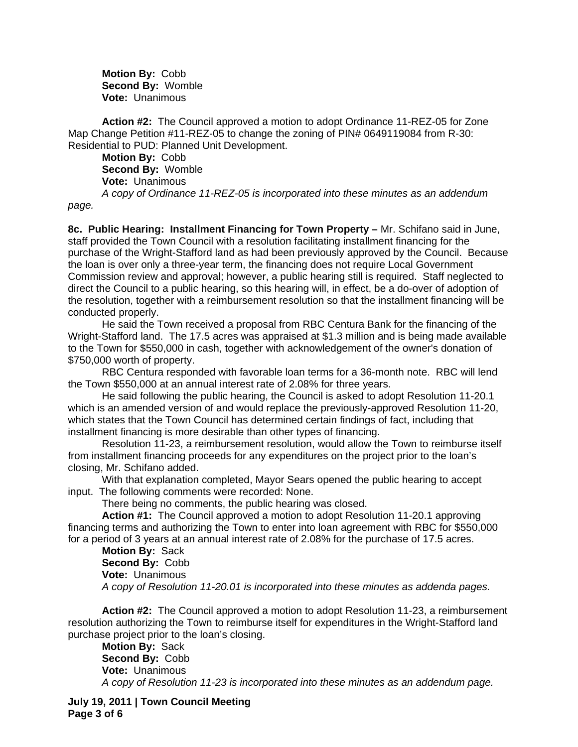**Motion By:** Cobb
**Second By:** Womble
**Vote:** Unanimous

**Action #2:** The Council approved a motion to adopt Ordinance 11-REZ-05 for Zone Map Change Petition #11-REZ-05 to change the zoning of PIN# 0649119084 from R-30: Residential to PUD: Planned Unit Development.

**Motion By:** Cobb
**Second By:** Womble
**Vote:** Unanimous

*A copy of Ordinance 11-REZ-05 is incorporated into these minutes as an addendum page.*

**8c. Public Hearing: Installment Financing for Town Property –** Mr. Schifano said in June, staff provided the Town Council with a resolution facilitating installment financing for the purchase of the Wright-Stafford land as had been previously approved by the Council. Because the loan is over only a three-year term, the financing does not require Local Government Commission review and approval; however, a public hearing still is required. Staff neglected to direct the Council to a public hearing, so this hearing will, in effect, be a do-over of adoption of the resolution, together with a reimbursement resolution so that the installment financing will be conducted properly.

He said the Town received a proposal from RBC Centura Bank for the financing of the Wright-Stafford land. The 17.5 acres was appraised at $1.3 million and is being made available to the Town for $550,000 in cash, together with acknowledgement of the owner's donation of $750,000 worth of property.

RBC Centura responded with favorable loan terms for a 36-month note. RBC will lend the Town $550,000 at an annual interest rate of 2.08% for three years.

He said following the public hearing, the Council is asked to adopt Resolution 11-20.1 which is an amended version of and would replace the previously-approved Resolution 11-20, which states that the Town Council has determined certain findings of fact, including that installment financing is more desirable than other types of financing.

Resolution 11-23, a reimbursement resolution, would allow the Town to reimburse itself from installment financing proceeds for any expenditures on the project prior to the loan's closing, Mr. Schifano added.

With that explanation completed, Mayor Sears opened the public hearing to accept input. The following comments were recorded: None.

There being no comments, the public hearing was closed.

**Action #1:** The Council approved a motion to adopt Resolution 11-20.1 approving financing terms and authorizing the Town to enter into loan agreement with RBC for $550,000 for a period of 3 years at an annual interest rate of 2.08% for the purchase of 17.5 acres.

**Motion By:** Sack
**Second By:** Cobb
**Vote:** Unanimous

*A copy of Resolution 11-20.01 is incorporated into these minutes as addenda pages.*

**Action #2:** The Council approved a motion to adopt Resolution 11-23, a reimbursement resolution authorizing the Town to reimburse itself for expenditures in the Wright-Stafford land purchase project prior to the loan's closing.

**Motion By:** Sack
**Second By:** Cobb
**Vote:** Unanimous

*A copy of Resolution 11-23 is incorporated into these minutes as an addendum page.*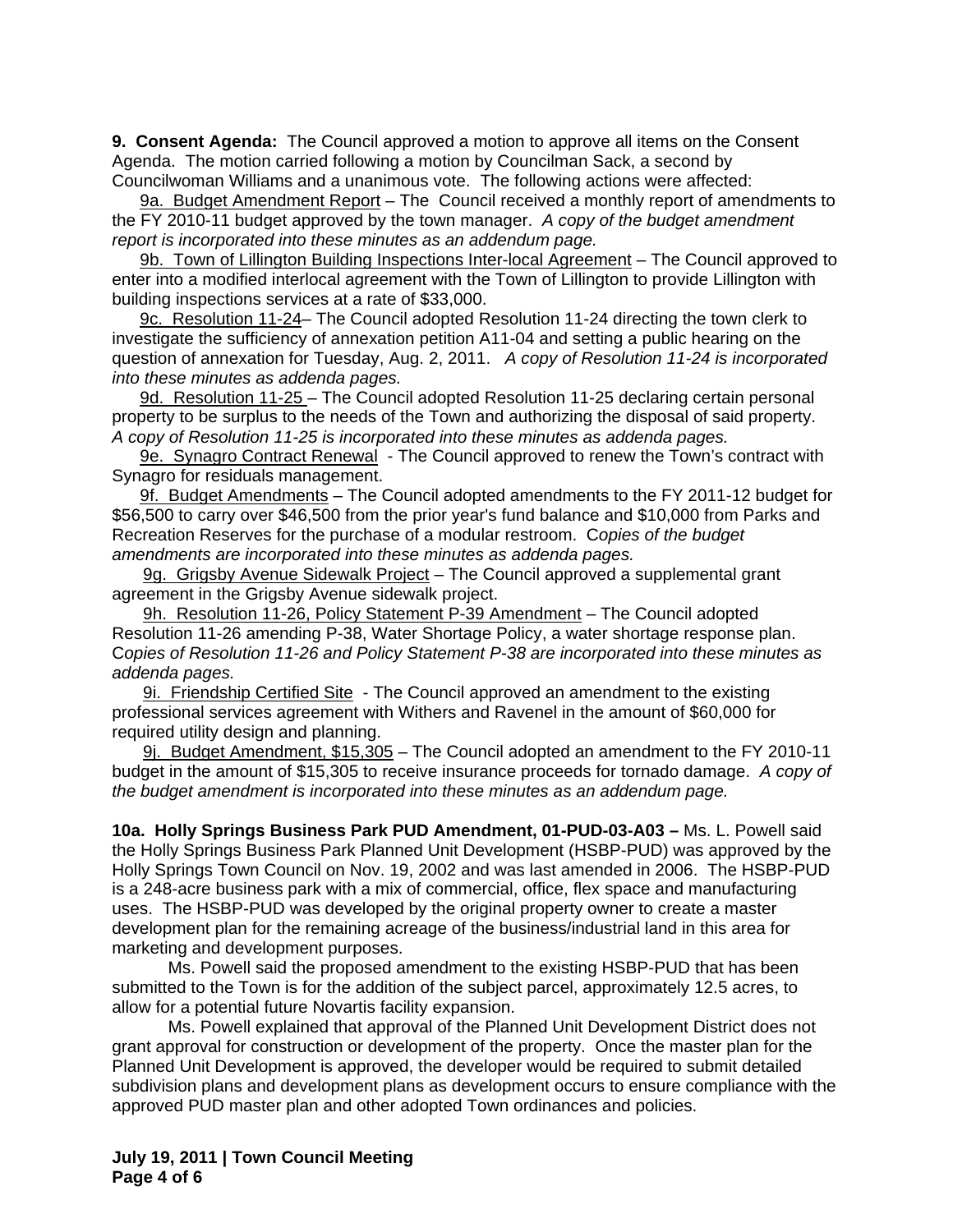**9. Consent Agenda:** The Council approved a motion to approve all items on the Consent Agenda. The motion carried following a motion by Councilman Sack, a second by Councilwoman Williams and a unanimous vote. The following actions were affected:

9a. Budget Amendment Report – The Council received a monthly report of amendments to the FY 2010-11 budget approved by the town manager. *A copy of the budget amendment report is incorporated into these minutes as an addendum page.*

9b. Town of Lillington Building Inspections Inter-local Agreement – The Council approved to enter into a modified interlocal agreement with the Town of Lillington to provide Lillington with building inspections services at a rate of $33,000.

9c. Resolution 11-24– The Council adopted Resolution 11-24 directing the town clerk to investigate the sufficiency of annexation petition A11-04 and setting a public hearing on the question of annexation for Tuesday, Aug. 2, 2011. *A copy of Resolution 11-24 is incorporated into these minutes as addenda pages.*

9d. Resolution 11-25 – The Council adopted Resolution 11-25 declaring certain personal property to be surplus to the needs of the Town and authorizing the disposal of said property. *A copy of Resolution 11-25 is incorporated into these minutes as addenda pages.*

9e. Synagro Contract Renewal - The Council approved to renew the Town's contract with Synagro for residuals management.

9f. Budget Amendments – The Council adopted amendments to the FY 2011-12 budget for $56,500 to carry over $46,500 from the prior year's fund balance and $10,000 from Parks and Recreation Reserves for the purchase of a modular restroom. C*opies of the budget amendments are incorporated into these minutes as addenda pages.*

9g. Grigsby Avenue Sidewalk Project – The Council approved a supplemental grant agreement in the Grigsby Avenue sidewalk project.

9h. Resolution 11-26, Policy Statement P-39 Amendment – The Council adopted Resolution 11-26 amending P-38, Water Shortage Policy, a water shortage response plan. C*opies of Resolution 11-26 and Policy Statement P-38 are incorporated into these minutes as addenda pages.*

9i. Friendship Certified Site - The Council approved an amendment to the existing professional services agreement with Withers and Ravenel in the amount of $60,000 for required utility design and planning.

9j. Budget Amendment, $15,305 – The Council adopted an amendment to the FY 2010-11 budget in the amount of $15,305 to receive insurance proceeds for tornado damage. *A copy of the budget amendment is incorporated into these minutes as an addendum page.*

**10a. Holly Springs Business Park PUD Amendment, 01-PUD-03-A03 –** Ms. L. Powell said the Holly Springs Business Park Planned Unit Development (HSBP-PUD) was approved by the Holly Springs Town Council on Nov. 19, 2002 and was last amended in 2006. The HSBP-PUD is a 248-acre business park with a mix of commercial, office, flex space and manufacturing uses. The HSBP-PUD was developed by the original property owner to create a master development plan for the remaining acreage of the business/industrial land in this area for marketing and development purposes.

Ms. Powell said the proposed amendment to the existing HSBP-PUD that has been submitted to the Town is for the addition of the subject parcel, approximately 12.5 acres, to allow for a potential future Novartis facility expansion.

Ms. Powell explained that approval of the Planned Unit Development District does not grant approval for construction or development of the property. Once the master plan for the Planned Unit Development is approved, the developer would be required to submit detailed subdivision plans and development plans as development occurs to ensure compliance with the approved PUD master plan and other adopted Town ordinances and policies.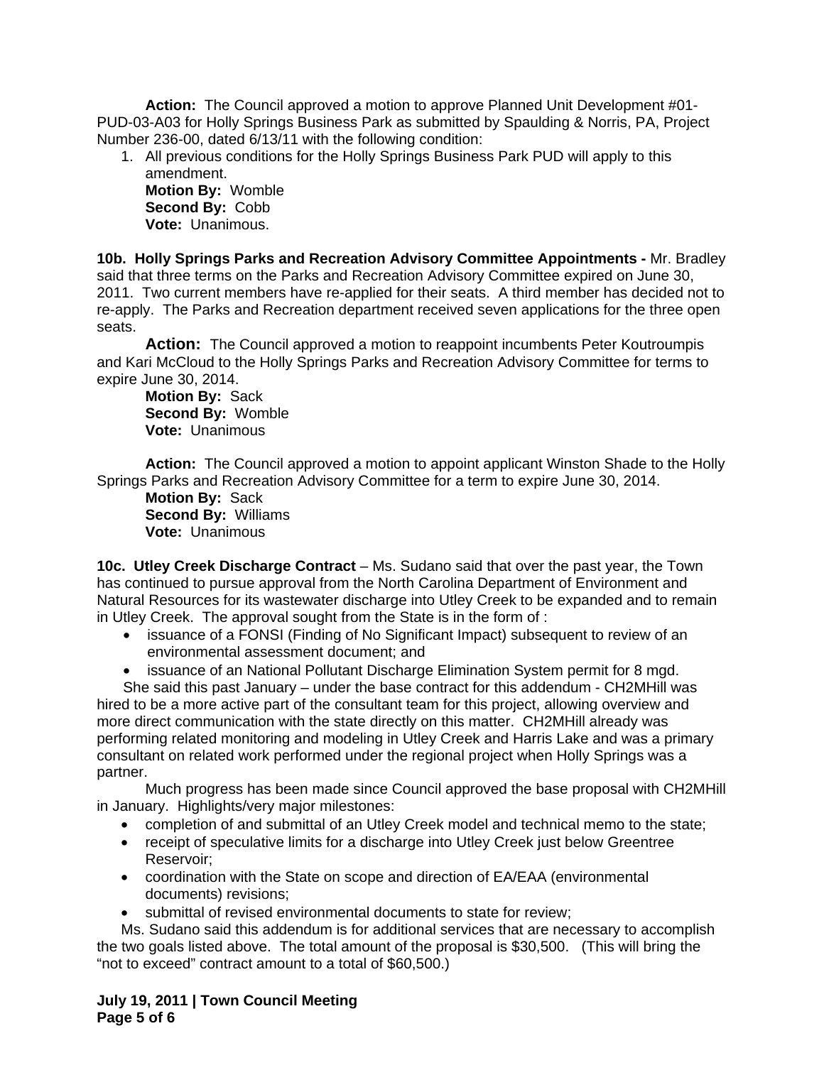**Action:** The Council approved a motion to approve Planned Unit Development #01-PUD-03-A03 for Holly Springs Business Park as submitted by Spaulding & Norris, PA, Project Number 236-00, dated 6/13/11 with the following condition:

1. All previous conditions for the Holly Springs Business Park PUD will apply to this amendment.
   **Motion By:** Womble
   **Second By:** Cobb
   **Vote:** Unanimous.

**10b. Holly Springs Parks and Recreation Advisory Committee Appointments -** Mr. Bradley said that three terms on the Parks and Recreation Advisory Committee expired on June 30, 2011. Two current members have re-applied for their seats. A third member has decided not to re-apply. The Parks and Recreation department received seven applications for the three open seats.

**Action:** The Council approved a motion to reappoint incumbents Peter Koutroumpis and Kari McCloud to the Holly Springs Parks and Recreation Advisory Committee for terms to expire June 30, 2014.
**Motion By:** Sack
**Second By:** Womble
**Vote:** Unanimous

**Action:** The Council approved a motion to appoint applicant Winston Shade to the Holly Springs Parks and Recreation Advisory Committee for a term to expire June 30, 2014.
**Motion By:** Sack
**Second By:** Williams
**Vote:** Unanimous

**10c. Utley Creek Discharge Contract** – Ms. Sudano said that over the past year, the Town has continued to pursue approval from the North Carolina Department of Environment and Natural Resources for its wastewater discharge into Utley Creek to be expanded and to remain in Utley Creek. The approval sought from the State is in the form of :

- issuance of a FONSI (Finding of No Significant Impact) subsequent to review of an environmental assessment document; and
- issuance of an National Pollutant Discharge Elimination System permit for 8 mgd.

She said this past January – under the base contract for this addendum - CH2MHill was hired to be a more active part of the consultant team for this project, allowing overview and more direct communication with the state directly on this matter. CH2MHill already was performing related monitoring and modeling in Utley Creek and Harris Lake and was a primary consultant on related work performed under the regional project when Holly Springs was a partner.

Much progress has been made since Council approved the base proposal with CH2MHill in January. Highlights/very major milestones:

- completion of and submittal of an Utley Creek model and technical memo to the state;
- receipt of speculative limits for a discharge into Utley Creek just below Greentree Reservoir;
- coordination with the State on scope and direction of EA/EAA (environmental documents) revisions;
- submittal of revised environmental documents to state for review;

Ms. Sudano said this addendum is for additional services that are necessary to accomplish the two goals listed above. The total amount of the proposal is $30,500. (This will bring the "not to exceed" contract amount to a total of $60,500.)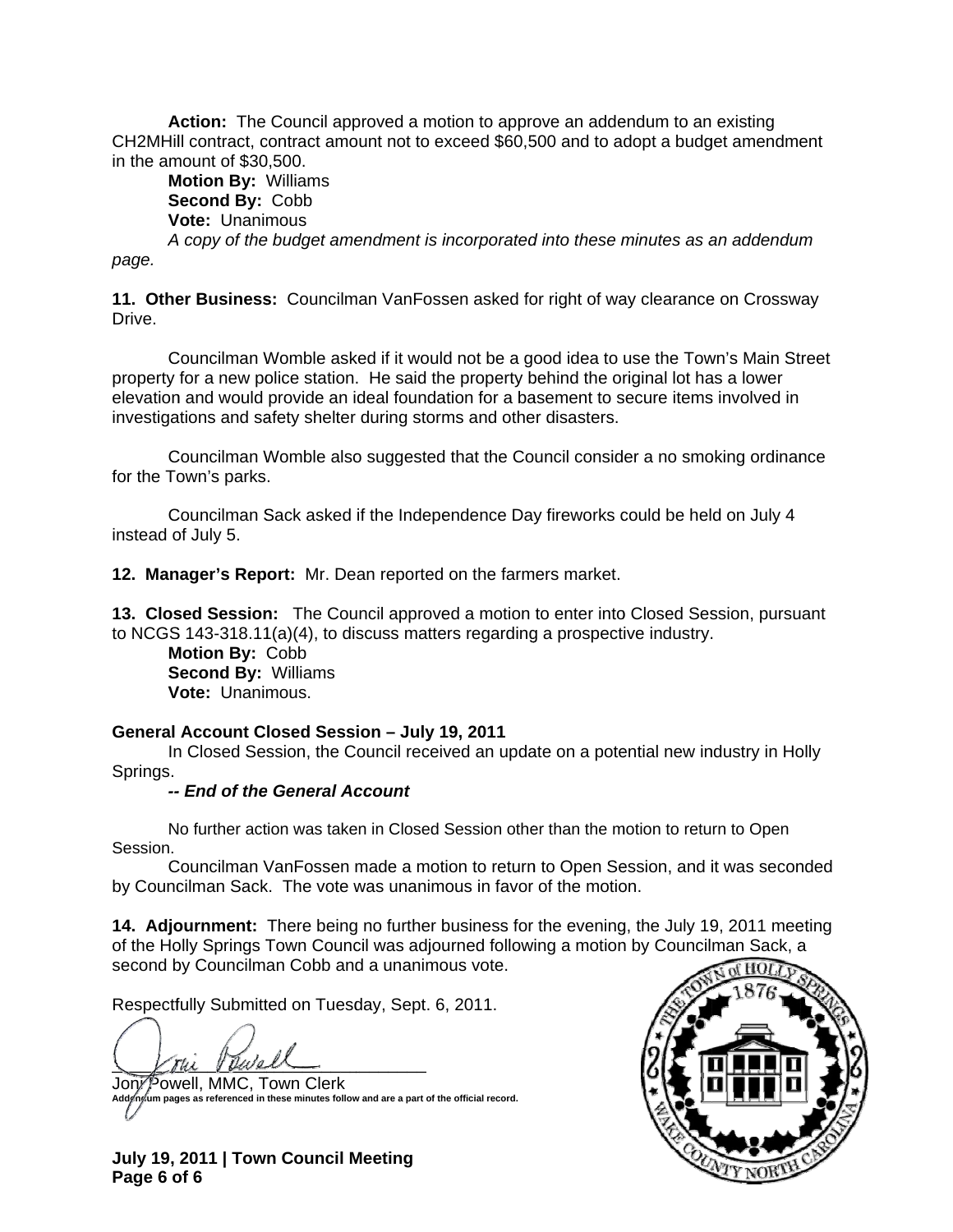**Action:** The Council approved a motion to approve an addendum to an existing CH2MHill contract, contract amount not to exceed $60,500 and to adopt a budget amendment in the amount of $30,500.

**Motion By:** Williams
**Second By:** Cobb
**Vote:** Unanimous

*A copy of the budget amendment is incorporated into these minutes as an addendum page.*

**11. Other Business:** Councilman VanFossen asked for right of way clearance on Crossway Drive.

Councilman Womble asked if it would not be a good idea to use the Town's Main Street property for a new police station. He said the property behind the original lot has a lower elevation and would provide an ideal foundation for a basement to secure items involved in investigations and safety shelter during storms and other disasters.

Councilman Womble also suggested that the Council consider a no smoking ordinance for the Town's parks.

Councilman Sack asked if the Independence Day fireworks could be held on July 4 instead of July 5.

**12. Manager's Report:** Mr. Dean reported on the farmers market.

**13. Closed Session:** The Council approved a motion to enter into Closed Session, pursuant to NCGS 143-318.11(a)(4), to discuss matters regarding a prospective industry.

**Motion By:** Cobb
**Second By:** Williams
**Vote:** Unanimous.

**General Account Closed Session – July 19, 2011**

In Closed Session, the Council received an update on a potential new industry in Holly Springs.

***-- End of the General Account***

No further action was taken in Closed Session other than the motion to return to Open Session.

Councilman VanFossen made a motion to return to Open Session, and it was seconded by Councilman Sack. The vote was unanimous in favor of the motion.

**14. Adjournment:** There being no further business for the evening, the July 19, 2011 meeting of the Holly Springs Town Council was adjourned following a motion by Councilman Sack, a second by Councilman Cobb and a unanimous vote.

Respectfully Submitted on Tuesday, Sept. 6, 2011.

Joni Powell, MMC, Town Clerk

**Addendum pages as referenced in these minutes follow and are a part of the official record.**